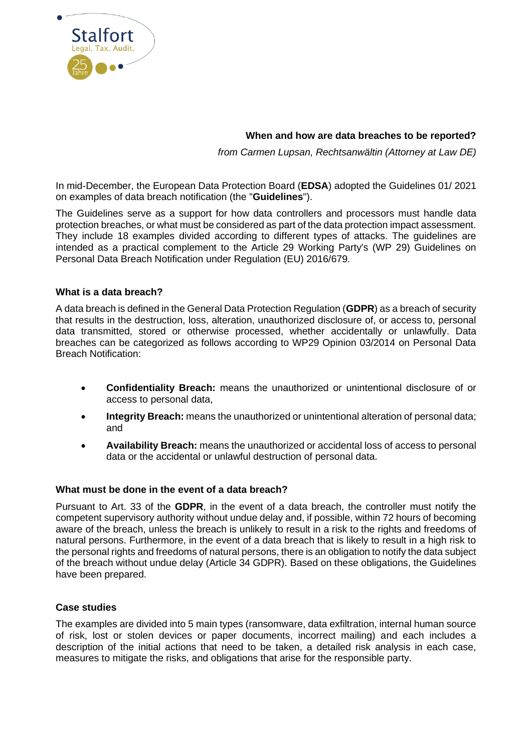Stalfort
Legal. Tax. Audit.
25 Jahre

**When and how are data breaches to be reported?**

*from Carmen Lupsan, Rechtsanwältin (Attorney at Law DE)*

In mid-December, the European Data Protection Board (**EDSA**) adopted the Guidelines 01/ 2021 on examples of data breach notification (the "**Guidelines**").

The Guidelines serve as a support for how data controllers and processors must handle data protection breaches, or what must be considered as part of the data protection impact assessment. They include 18 examples divided according to different types of attacks. The guidelines are intended as a practical complement to the Article 29 Working Party's (WP 29) Guidelines on Personal Data Breach Notification under Regulation (EU) 2016/679.

### What is a data breach?

A data breach is defined in the General Data Protection Regulation (**GDPR**) as a breach of security that results in the destruction, loss, alteration, unauthorized disclosure of, or access to, personal data transmitted, stored or otherwise processed, whether accidentally or unlawfully. Data breaches can be categorized as follows according to WP29 Opinion 03/2014 on Personal Data Breach Notification:

- **Confidentiality Breach:** means the unauthorized or unintentional disclosure of or access to personal data,
- **Integrity Breach:** means the unauthorized or unintentional alteration of personal data; and
- **Availability Breach:** means the unauthorized or accidental loss of access to personal data or the accidental or unlawful destruction of personal data.

### What must be done in the event of a data breach?

Pursuant to Art. 33 of the **GDPR**, in the event of a data breach, the controller must notify the competent supervisory authority without undue delay and, if possible, within 72 hours of becoming aware of the breach, unless the breach is unlikely to result in a risk to the rights and freedoms of natural persons. Furthermore, in the event of a data breach that is likely to result in a high risk to the personal rights and freedoms of natural persons, there is an obligation to notify the data subject of the breach without undue delay (Article 34 GDPR). Based on these obligations, the Guidelines have been prepared.

### Case studies

The examples are divided into 5 main types (ransomware, data exfiltration, internal human source of risk, lost or stolen devices or paper documents, incorrect mailing) and each includes a description of the initial actions that need to be taken, a detailed risk analysis in each case, measures to mitigate the risks, and obligations that arise for the responsible party.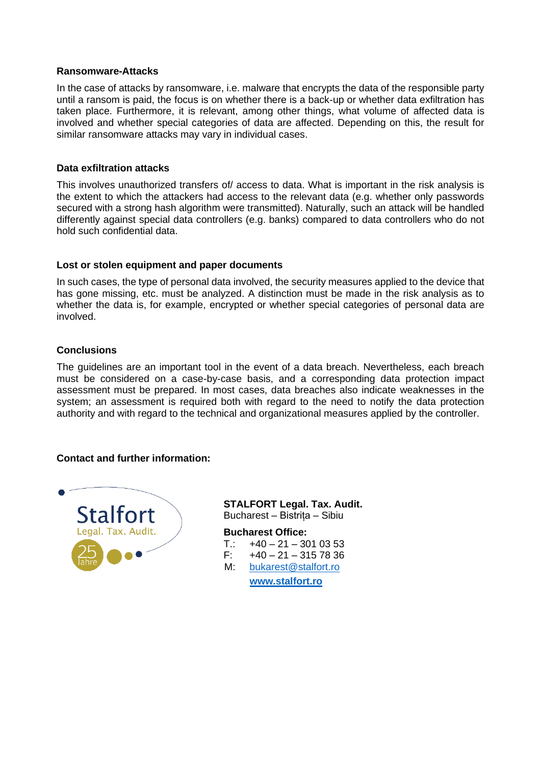### Ransomware-Attacks

In the case of attacks by ransomware, i.e. malware that encrypts the data of the responsible party until a ransom is paid, the focus is on whether there is a back-up or whether data exfiltration has taken place. Furthermore, it is relevant, among other things, what volume of affected data is involved and whether special categories of data are affected. Depending on this, the result for similar ransomware attacks may vary in individual cases.

### Data exfiltration attacks

This involves unauthorized transfers of/ access to data. What is important in the risk analysis is the extent to which the attackers had access to the relevant data (e.g. whether only passwords secured with a strong hash algorithm were transmitted). Naturally, such an attack will be handled differently against special data controllers (e.g. banks) compared to data controllers who do not hold such confidential data.

### Lost or stolen equipment and paper documents

In such cases, the type of personal data involved, the security measures applied to the device that has gone missing, etc. must be analyzed. A distinction must be made in the risk analysis as to whether the data is, for example, encrypted or whether special categories of personal data are involved.

### Conclusions

The guidelines are an important tool in the event of a data breach. Nevertheless, each breach must be considered on a case-by-case basis, and a corresponding data protection impact assessment must be prepared. In most cases, data breaches also indicate weaknesses in the system; an assessment is required both with regard to the need to notify the data protection authority and with regard to the technical and organizational measures applied by the controller.

**Contact and further information:**

Stalfort
Legal. Tax. Audit.
25 Jahre

**STALFORT Legal. Tax. Audit.**
Bucharest – Bistrița – Sibiu

**Bucharest Office:**

T.: +40 – 21 – 301 03 53
F: +40 – 21 – 315 78 36
M: bukarest@stalfort.ro

**www.stalfort.ro**